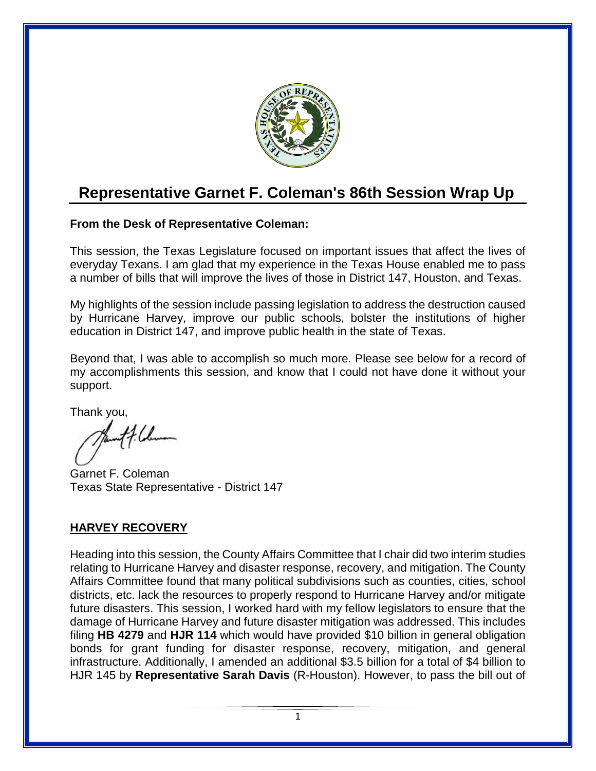# Representative Garnet F. Coleman's 86th Session Wrap Up

**From the Desk of Representative Coleman:**

This session, the Texas Legislature focused on important issues that affect the lives of everyday Texans. I am glad that my experience in the Texas House enabled me to pass a number of bills that will improve the lives of those in District 147, Houston, and Texas.

My highlights of the session include passing legislation to address the destruction caused by Hurricane Harvey, improve our public schools, bolster the institutions of higher education in District 147, and improve public health in the state of Texas.

Beyond that, I was able to accomplish so much more. Please see below for a record of my accomplishments this session, and know that I could not have done it without your support.

Thank you,

Garnet F. Coleman
Texas State Representative - District 147

## HARVEY RECOVERY

Heading into this session, the County Affairs Committee that I chair did two interim studies relating to Hurricane Harvey and disaster response, recovery, and mitigation. The County Affairs Committee found that many political subdivisions such as counties, cities, school districts, etc. lack the resources to properly respond to Hurricane Harvey and/or mitigate future disasters. This session, I worked hard with my fellow legislators to ensure that the damage of Hurricane Harvey and future disaster mitigation was addressed. This includes filing **HB 4279** and **HJR 114** which would have provided $10 billion in general obligation bonds for grant funding for disaster response, recovery, mitigation, and general infrastructure. Additionally, I amended an additional $3.5 billion for a total of $4 billion to HJR 145 by **Representative Sarah Davis** (R-Houston). However, to pass the bill out of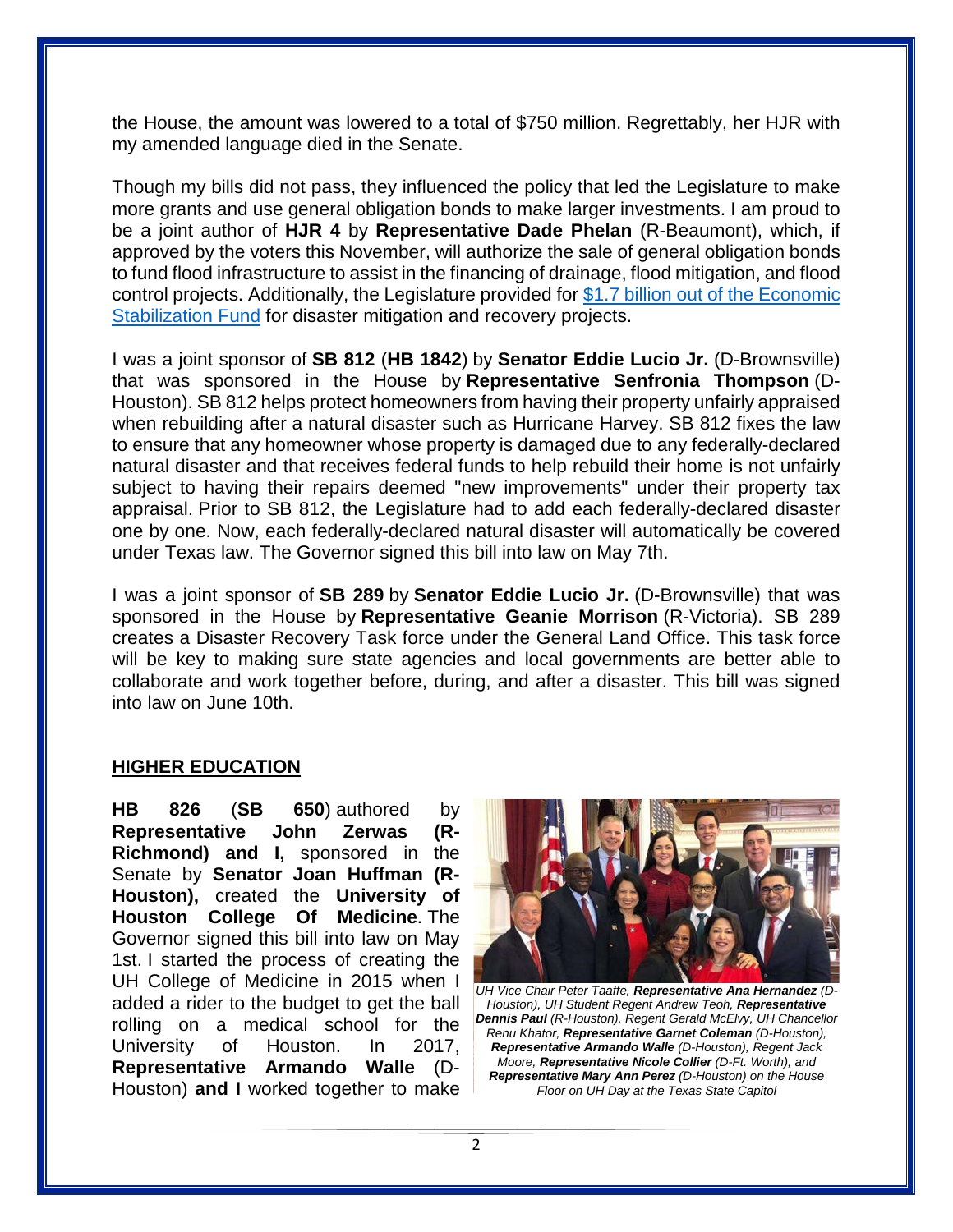the House, the amount was lowered to a total of $750 million. Regrettably, her HJR with my amended language died in the Senate.

Though my bills did not pass, they influenced the policy that led the Legislature to make more grants and use general obligation bonds to make larger investments. I am proud to be a joint author of **HJR 4** by **Representative Dade Phelan** (R-Beaumont), which, if approved by the voters this November, will authorize the sale of general obligation bonds to fund flood infrastructure to assist in the financing of drainage, flood mitigation, and flood control projects. Additionally, the Legislature provided for [$1.7 billion out of the Economic Stabilization Fund]() for disaster mitigation and recovery projects.

I was a joint sponsor of **SB 812** (**HB 1842**) by **Senator Eddie Lucio Jr.** (D-Brownsville) that was sponsored in the House by **Representative Senfronia Thompson** (D-Houston). SB 812 helps protect homeowners from having their property unfairly appraised when rebuilding after a natural disaster such as Hurricane Harvey. SB 812 fixes the law to ensure that any homeowner whose property is damaged due to any federally-declared natural disaster and that receives federal funds to help rebuild their home is not unfairly subject to having their repairs deemed "new improvements" under their property tax appraisal. Prior to SB 812, the Legislature had to add each federally-declared disaster one by one. Now, each federally-declared natural disaster will automatically be covered under Texas law. The Governor signed this bill into law on May 7th.

I was a joint sponsor of **SB 289** by **Senator Eddie Lucio Jr.** (D-Brownsville) that was sponsored in the House by **Representative Geanie Morrison** (R-Victoria). SB 289 creates a Disaster Recovery Task force under the General Land Office. This task force will be key to making sure state agencies and local governments are better able to collaborate and work together before, during, and after a disaster. This bill was signed into law on June 10th.

## HIGHER EDUCATION

**HB 826** (**SB 650**) authored by **Representative John Zerwas (R-Richmond) and I,** sponsored in the Senate by **Senator Joan Huffman (R-Houston),** created the **University of Houston College Of Medicine**. The Governor signed this bill into law on May 1st. I started the process of creating the UH College of Medicine in 2015 when I added a rider to the budget to get the ball rolling on a medical school for the University of Houston. In 2017, **Representative Armando Walle** (D-Houston) **and I** worked together to make

*UH Vice Chair Peter Taaffe, **Representative Ana Hernandez** (D-Houston), UH Student Regent Andrew Teoh, **Representative Dennis Paul** (R-Houston), Regent Gerald McElvy, UH Chancellor Renu Khator, **Representative Garnet Coleman** (D-Houston), **Representative Armando Walle** (D-Houston), Regent Jack Moore, **Representative Nicole Collier** (D-Ft. Worth), and **Representative Mary Ann Perez** (D-Houston) on the House Floor on UH Day at the Texas State Capitol*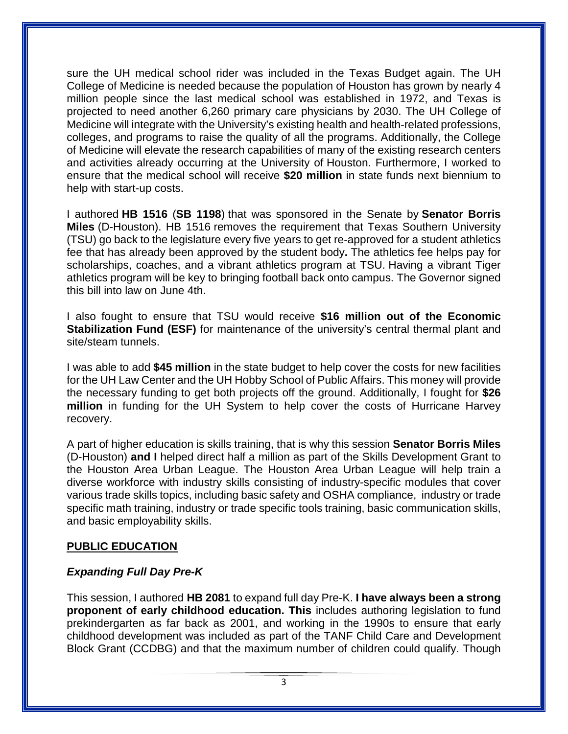sure the UH medical school rider was included in the Texas Budget again. The UH College of Medicine is needed because the population of Houston has grown by nearly 4 million people since the last medical school was established in 1972, and Texas is projected to need another 6,260 primary care physicians by 2030. The UH College of Medicine will integrate with the University's existing health and health-related professions, colleges, and programs to raise the quality of all the programs. Additionally, the College of Medicine will elevate the research capabilities of many of the existing research centers and activities already occurring at the University of Houston. Furthermore, I worked to ensure that the medical school will receive **$20 million** in state funds next biennium to help with start-up costs.

I authored **HB 1516** (**SB 1198**) that was sponsored in the Senate by **Senator Borris Miles** (D-Houston). HB 1516 removes the requirement that Texas Southern University (TSU) go back to the legislature every five years to get re-approved for a student athletics fee that has already been approved by the student body**.** The athletics fee helps pay for scholarships, coaches, and a vibrant athletics program at TSU. Having a vibrant Tiger athletics program will be key to bringing football back onto campus. The Governor signed this bill into law on June 4th.

I also fought to ensure that TSU would receive **$16 million out of the Economic Stabilization Fund (ESF)** for maintenance of the university's central thermal plant and site/steam tunnels.

I was able to add **$45 million** in the state budget to help cover the costs for new facilities for the UH Law Center and the UH Hobby School of Public Affairs. This money will provide the necessary funding to get both projects off the ground. Additionally, I fought for **$26 million** in funding for the UH System to help cover the costs of Hurricane Harvey recovery.

A part of higher education is skills training, that is why this session **Senator Borris Miles** (D-Houston) **and I** helped direct half a million as part of the Skills Development Grant to the Houston Area Urban League. The Houston Area Urban League will help train a diverse workforce with industry skills consisting of industry-specific modules that cover various trade skills topics, including basic safety and OSHA compliance, industry or trade specific math training, industry or trade specific tools training, basic communication skills, and basic employability skills.

## PUBLIC EDUCATION

### *Expanding Full Day Pre-K*

This session, I authored **HB 2081** to expand full day Pre-K. **I have always been a strong proponent of early childhood education. This** includes authoring legislation to fund prekindergarten as far back as 2001, and working in the 1990s to ensure that early childhood development was included as part of the TANF Child Care and Development Block Grant (CCDBG) and that the maximum number of children could qualify. Though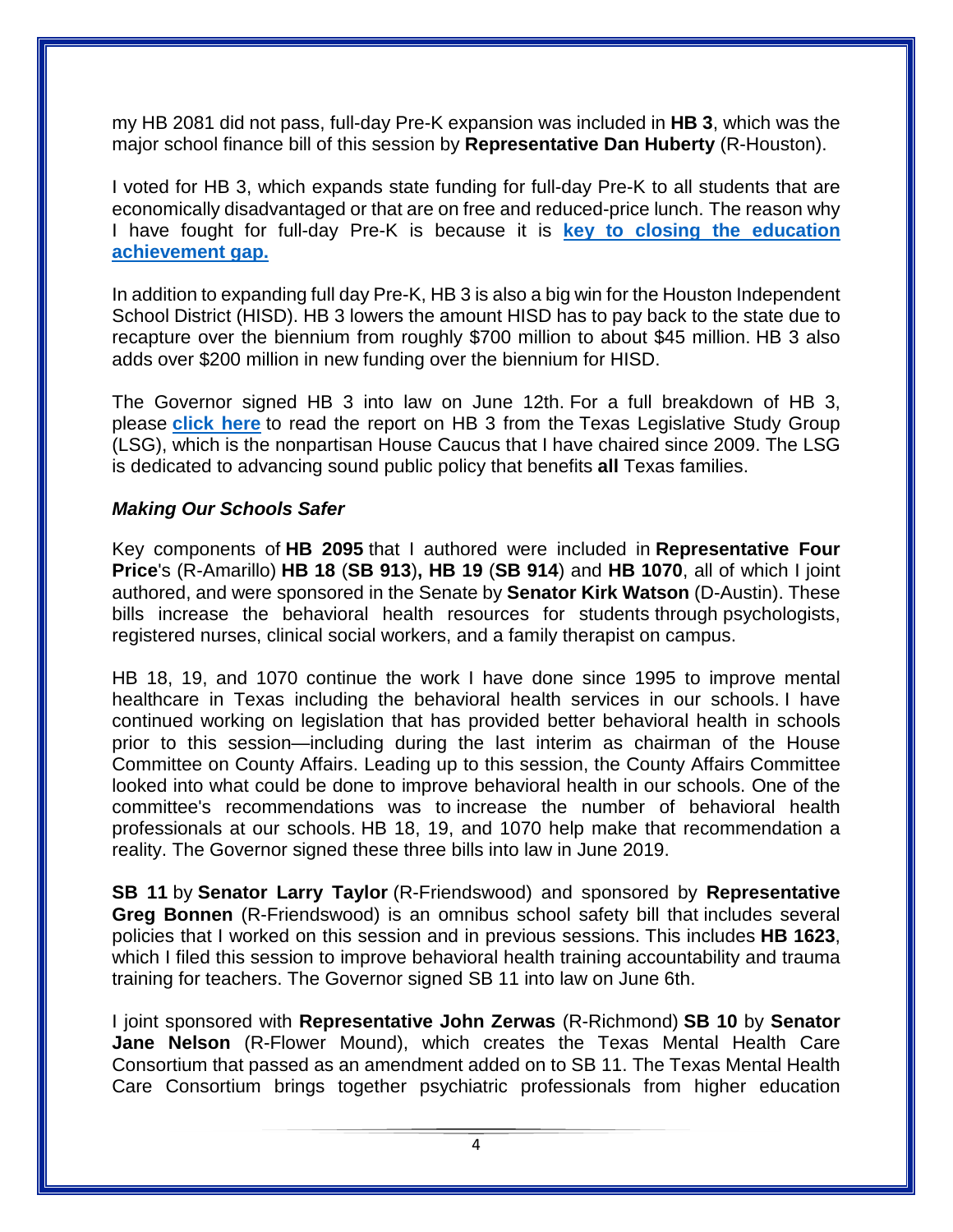my HB 2081 did not pass, full-day Pre-K expansion was included in **HB 3**, which was the major school finance bill of this session by **Representative Dan Huberty** (R-Houston).

I voted for HB 3, which expands state funding for full-day Pre-K to all students that are economically disadvantaged or that are on free and reduced-price lunch. The reason why I have fought for full-day Pre-K is because it is **key to closing the education achievement gap.**

In addition to expanding full day Pre-K, HB 3 is also a big win for the Houston Independent School District (HISD). HB 3 lowers the amount HISD has to pay back to the state due to recapture over the biennium from roughly $700 million to about $45 million. HB 3 also adds over $200 million in new funding over the biennium for HISD.

The Governor signed HB 3 into law on June 12th. For a full breakdown of HB 3, please **click here** to read the report on HB 3 from the Texas Legislative Study Group (LSG), which is the nonpartisan House Caucus that I have chaired since 2009. The LSG is dedicated to advancing sound public policy that benefits **all** Texas families.

### *Making Our Schools Safer*

Key components of **HB 2095** that I authored were included in **Representative Four Price**'s (R-Amarillo) **HB 18** (**SB 913**)**, HB 19** (**SB 914**) and **HB 1070**, all of which I joint authored, and were sponsored in the Senate by **Senator Kirk Watson** (D-Austin). These bills increase the behavioral health resources for students through psychologists, registered nurses, clinical social workers, and a family therapist on campus.

HB 18, 19, and 1070 continue the work I have done since 1995 to improve mental healthcare in Texas including the behavioral health services in our schools. I have continued working on legislation that has provided better behavioral health in schools prior to this session—including during the last interim as chairman of the House Committee on County Affairs. Leading up to this session, the County Affairs Committee looked into what could be done to improve behavioral health in our schools. One of the committee's recommendations was to increase the number of behavioral health professionals at our schools. HB 18, 19, and 1070 help make that recommendation a reality. The Governor signed these three bills into law in June 2019.

**SB 11** by **Senator Larry Taylor** (R-Friendswood) and sponsored by **Representative Greg Bonnen** (R-Friendswood) is an omnibus school safety bill that includes several policies that I worked on this session and in previous sessions. This includes **HB 1623**, which I filed this session to improve behavioral health training accountability and trauma training for teachers. The Governor signed SB 11 into law on June 6th.

I joint sponsored with **Representative John Zerwas** (R-Richmond) **SB 10** by **Senator Jane Nelson** (R-Flower Mound), which creates the Texas Mental Health Care Consortium that passed as an amendment added on to SB 11. The Texas Mental Health Care Consortium brings together psychiatric professionals from higher education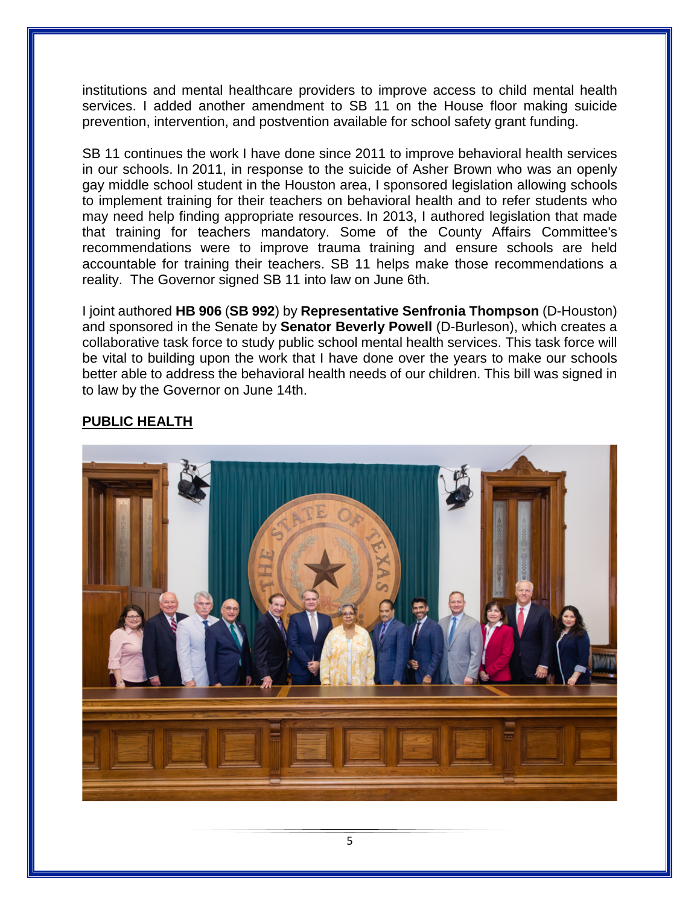institutions and mental healthcare providers to improve access to child mental health services. I added another amendment to SB 11 on the House floor making suicide prevention, intervention, and postvention available for school safety grant funding.

SB 11 continues the work I have done since 2011 to improve behavioral health services in our schools. In 2011, in response to the suicide of Asher Brown who was an openly gay middle school student in the Houston area, I sponsored legislation allowing schools to implement training for their teachers on behavioral health and to refer students who may need help finding appropriate resources. In 2013, I authored legislation that made that training for teachers mandatory. Some of the County Affairs Committee's recommendations were to improve trauma training and ensure schools are held accountable for training their teachers. SB 11 helps make those recommendations a reality. The Governor signed SB 11 into law on June 6th.

I joint authored **HB 906** (**SB 992**) by **Representative Senfronia Thompson** (D-Houston) and sponsored in the Senate by **Senator Beverly Powell** (D-Burleson), which creates a collaborative task force to study public school mental health services. This task force will be vital to building upon the work that I have done over the years to make our schools better able to address the behavioral health needs of our children. This bill was signed in to law by the Governor on June 14th.

**PUBLIC HEALTH**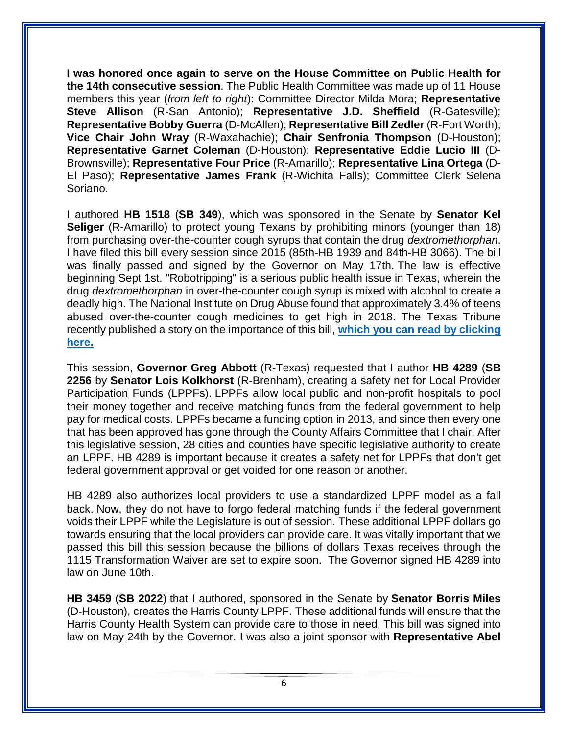**I was honored once again to serve on the House Committee on Public Health for the 14th consecutive session**. The Public Health Committee was made up of 11 House members this year (*from left to right*): Committee Director Milda Mora; **Representative Steve Allison** (R-San Antonio); **Representative J.D. Sheffield** (R-Gatesville); **Representative Bobby Guerra** (D-McAllen); **Representative Bill Zedler** (R-Fort Worth); **Vice Chair John Wray** (R-Waxahachie); **Chair Senfronia Thompson** (D-Houston); **Representative Garnet Coleman** (D-Houston); **Representative Eddie Lucio III** (D-Brownsville); **Representative Four Price** (R-Amarillo); **Representative Lina Ortega** (D-El Paso); **Representative James Frank** (R-Wichita Falls); Committee Clerk Selena Soriano.

I authored **HB 1518** (**SB 349**), which was sponsored in the Senate by **Senator Kel Seliger** (R-Amarillo) to protect young Texans by prohibiting minors (younger than 18) from purchasing over-the-counter cough syrups that contain the drug *dextromethorphan*. I have filed this bill every session since 2015 (85th-HB 1939 and 84th-HB 3066). The bill was finally passed and signed by the Governor on May 17th. The law is effective beginning Sept 1st. "Robotripping" is a serious public health issue in Texas, wherein the drug *dextromethorphan* in over-the-counter cough syrup is mixed with alcohol to create a deadly high. The National Institute on Drug Abuse found that approximately 3.4% of teens abused over-the-counter cough medicines to get high in 2018. The Texas Tribune recently published a story on the importance of this bill, **which you can read by clicking here.**

This session, **Governor Greg Abbott** (R-Texas) requested that I author **HB 4289** (**SB 2256** by **Senator Lois Kolkhorst** (R-Brenham), creating a safety net for Local Provider Participation Funds (LPPFs). LPPFs allow local public and non-profit hospitals to pool their money together and receive matching funds from the federal government to help pay for medical costs. LPPFs became a funding option in 2013, and since then every one that has been approved has gone through the County Affairs Committee that I chair. After this legislative session, 28 cities and counties have specific legislative authority to create an LPPF. HB 4289 is important because it creates a safety net for LPPFs that don't get federal government approval or get voided for one reason or another.

HB 4289 also authorizes local providers to use a standardized LPPF model as a fall back. Now, they do not have to forgo federal matching funds if the federal government voids their LPPF while the Legislature is out of session. These additional LPPF dollars go towards ensuring that the local providers can provide care. It was vitally important that we passed this bill this session because the billions of dollars Texas receives through the 1115 Transformation Waiver are set to expire soon. The Governor signed HB 4289 into law on June 10th.

**HB 3459** (**SB 2022**) that I authored, sponsored in the Senate by **Senator Borris Miles** (D-Houston), creates the Harris County LPPF. These additional funds will ensure that the Harris County Health System can provide care to those in need. This bill was signed into law on May 24th by the Governor. I was also a joint sponsor with **Representative Abel**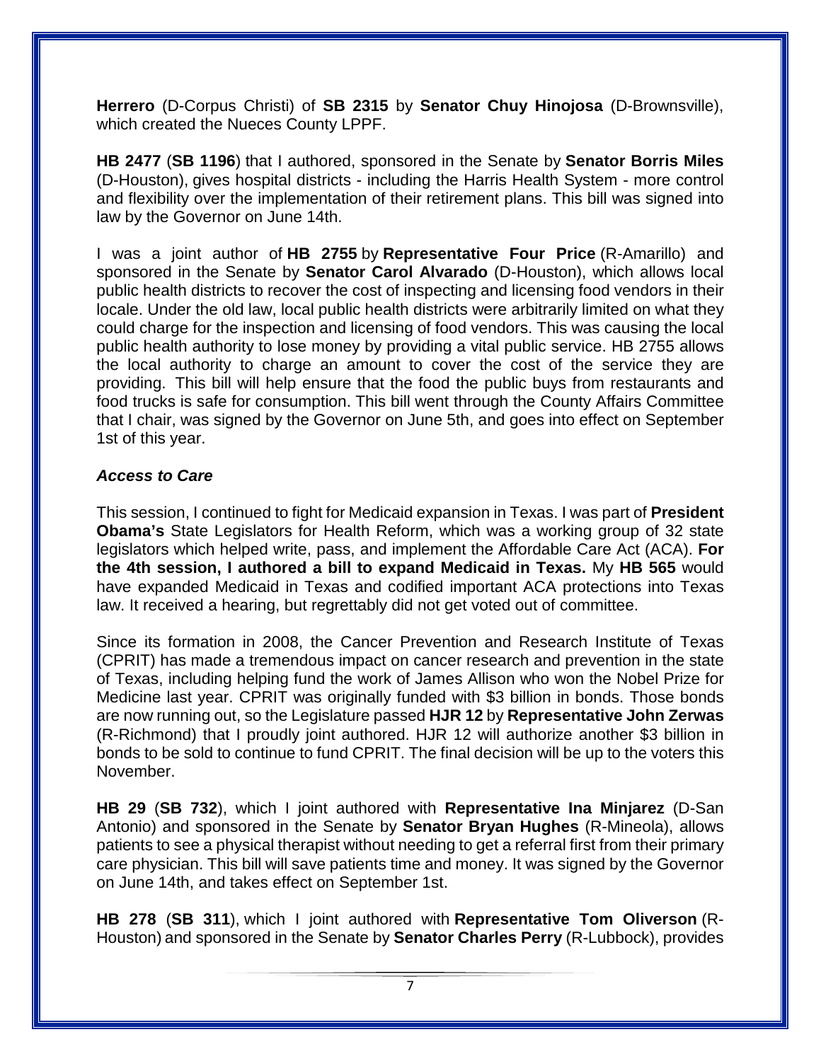**Herrero** (D-Corpus Christi) of **SB 2315** by **Senator Chuy Hinojosa** (D-Brownsville), which created the Nueces County LPPF.

**HB 2477** (**SB 1196**) that I authored, sponsored in the Senate by **Senator Borris Miles** (D-Houston), gives hospital districts - including the Harris Health System - more control and flexibility over the implementation of their retirement plans. This bill was signed into law by the Governor on June 14th.

I was a joint author of **HB 2755** by **Representative Four Price** (R-Amarillo) and sponsored in the Senate by **Senator Carol Alvarado** (D-Houston), which allows local public health districts to recover the cost of inspecting and licensing food vendors in their locale. Under the old law, local public health districts were arbitrarily limited on what they could charge for the inspection and licensing of food vendors. This was causing the local public health authority to lose money by providing a vital public service. HB 2755 allows the local authority to charge an amount to cover the cost of the service they are providing. This bill will help ensure that the food the public buys from restaurants and food trucks is safe for consumption. This bill went through the County Affairs Committee that I chair, was signed by the Governor on June 5th, and goes into effect on September 1st of this year.

***Access to Care***

This session, I continued to fight for Medicaid expansion in Texas. I was part of **President Obama's** State Legislators for Health Reform, which was a working group of 32 state legislators which helped write, pass, and implement the Affordable Care Act (ACA). **For the 4th session, I authored a bill to expand Medicaid in Texas.** My **HB 565** would have expanded Medicaid in Texas and codified important ACA protections into Texas law. It received a hearing, but regrettably did not get voted out of committee.

Since its formation in 2008, the Cancer Prevention and Research Institute of Texas (CPRIT) has made a tremendous impact on cancer research and prevention in the state of Texas, including helping fund the work of James Allison who won the Nobel Prize for Medicine last year. CPRIT was originally funded with $3 billion in bonds. Those bonds are now running out, so the Legislature passed **HJR 12** by **Representative John Zerwas** (R-Richmond) that I proudly joint authored. HJR 12 will authorize another $3 billion in bonds to be sold to continue to fund CPRIT. The final decision will be up to the voters this November.

**HB 29** (**SB 732**), which I joint authored with **Representative Ina Minjarez** (D-San Antonio) and sponsored in the Senate by **Senator Bryan Hughes** (R-Mineola), allows patients to see a physical therapist without needing to get a referral first from their primary care physician. This bill will save patients time and money. It was signed by the Governor on June 14th, and takes effect on September 1st.

**HB 278** (**SB 311**), which I joint authored with **Representative Tom Oliverson** (R-Houston) and sponsored in the Senate by **Senator Charles Perry** (R-Lubbock), provides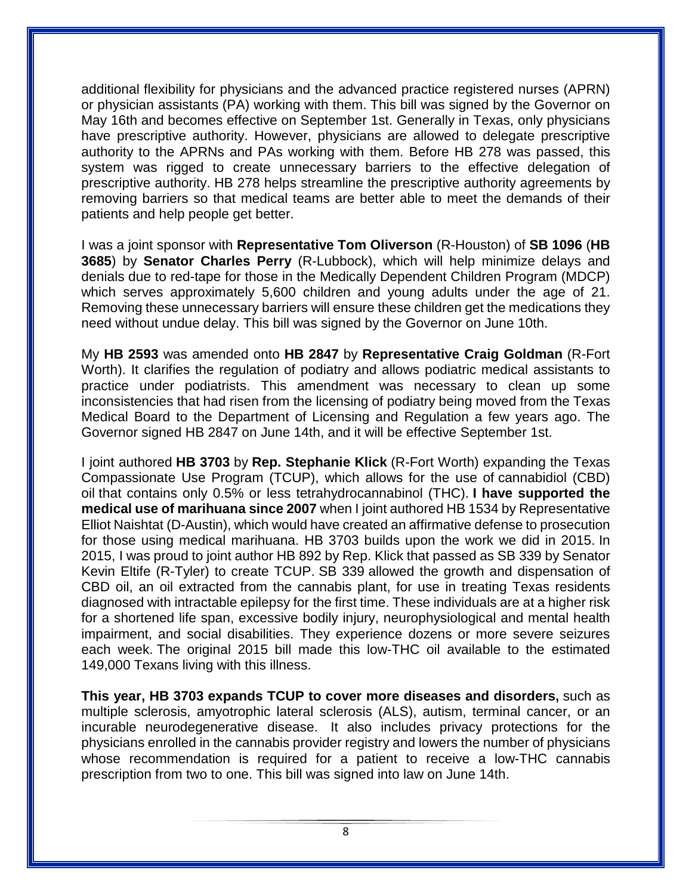additional flexibility for physicians and the advanced practice registered nurses (APRN) or physician assistants (PA) working with them. This bill was signed by the Governor on May 16th and becomes effective on September 1st. Generally in Texas, only physicians have prescriptive authority. However, physicians are allowed to delegate prescriptive authority to the APRNs and PAs working with them. Before HB 278 was passed, this system was rigged to create unnecessary barriers to the effective delegation of prescriptive authority. HB 278 helps streamline the prescriptive authority agreements by removing barriers so that medical teams are better able to meet the demands of their patients and help people get better.

I was a joint sponsor with **Representative Tom Oliverson** (R-Houston) of **SB 1096** (**HB 3685**) by **Senator Charles Perry** (R-Lubbock), which will help minimize delays and denials due to red-tape for those in the Medically Dependent Children Program (MDCP) which serves approximately 5,600 children and young adults under the age of 21. Removing these unnecessary barriers will ensure these children get the medications they need without undue delay. This bill was signed by the Governor on June 10th.

My **HB 2593** was amended onto **HB 2847** by **Representative Craig Goldman** (R-Fort Worth). It clarifies the regulation of podiatry and allows podiatric medical assistants to practice under podiatrists. This amendment was necessary to clean up some inconsistencies that had risen from the licensing of podiatry being moved from the Texas Medical Board to the Department of Licensing and Regulation a few years ago. The Governor signed HB 2847 on June 14th, and it will be effective September 1st.

I joint authored **HB 3703** by **Rep. Stephanie Klick** (R-Fort Worth) expanding the Texas Compassionate Use Program (TCUP), which allows for the use of cannabidiol (CBD) oil that contains only 0.5% or less tetrahydrocannabinol (THC). **I have supported the medical use of marihuana since 2007** when I joint authored HB 1534 by Representative Elliot Naishtat (D-Austin), which would have created an affirmative defense to prosecution for those using medical marihuana. HB 3703 builds upon the work we did in 2015. In 2015, I was proud to joint author HB 892 by Rep. Klick that passed as SB 339 by Senator Kevin Eltife (R-Tyler) to create TCUP. SB 339 allowed the growth and dispensation of CBD oil, an oil extracted from the cannabis plant, for use in treating Texas residents diagnosed with intractable epilepsy for the first time. These individuals are at a higher risk for a shortened life span, excessive bodily injury, neurophysiological and mental health impairment, and social disabilities. They experience dozens or more severe seizures each week. The original 2015 bill made this low-THC oil available to the estimated 149,000 Texans living with this illness.

**This year, HB 3703 expands TCUP to cover more diseases and disorders,** such as multiple sclerosis, amyotrophic lateral sclerosis (ALS), autism, terminal cancer, or an incurable neurodegenerative disease. It also includes privacy protections for the physicians enrolled in the cannabis provider registry and lowers the number of physicians whose recommendation is required for a patient to receive a low-THC cannabis prescription from two to one. This bill was signed into law on June 14th.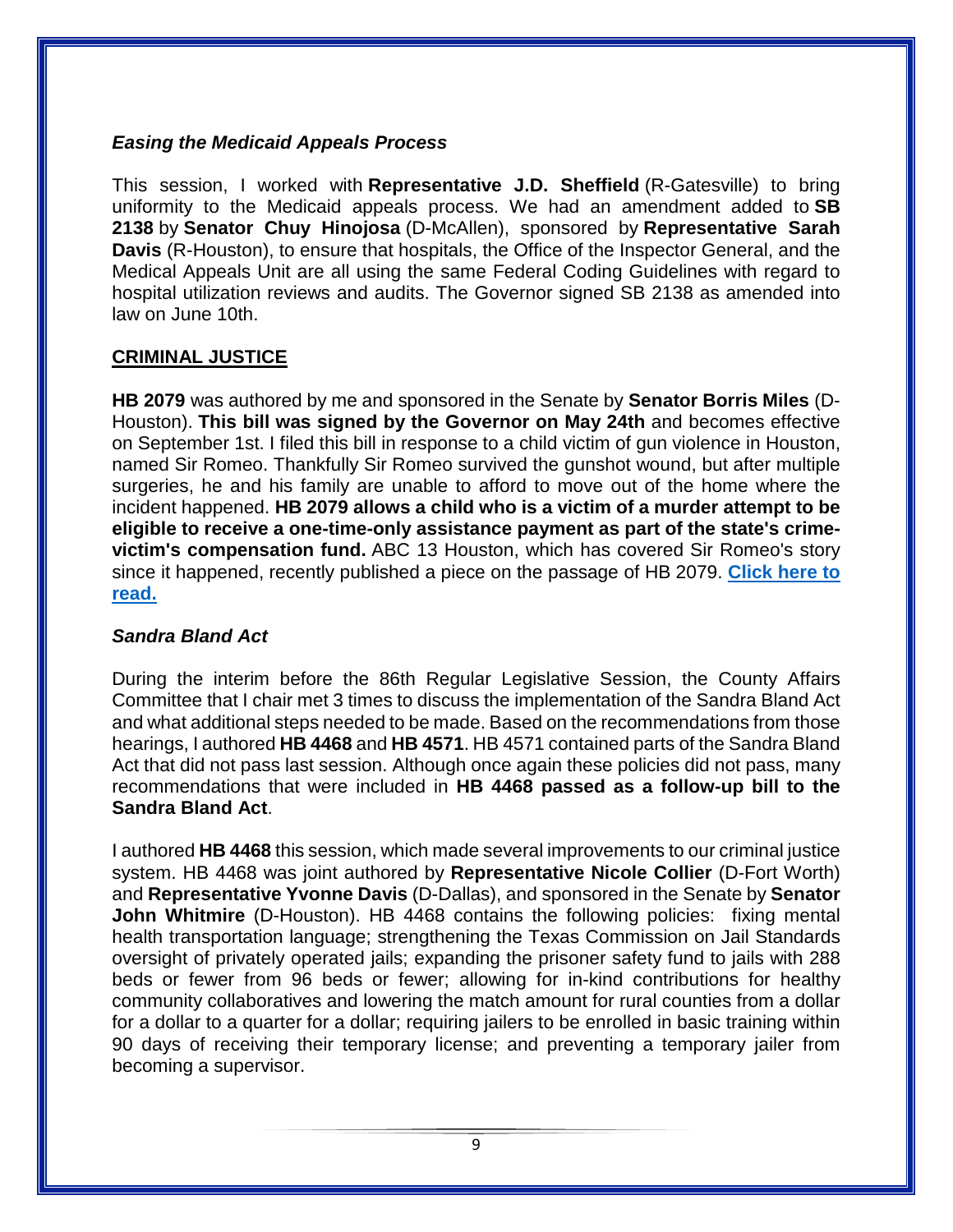### *Easing the Medicaid Appeals Process*

This session, I worked with **Representative J.D. Sheffield** (R-Gatesville) to bring uniformity to the Medicaid appeals process. We had an amendment added to **SB 2138** by **Senator Chuy Hinojosa** (D-McAllen), sponsored by **Representative Sarah Davis** (R-Houston), to ensure that hospitals, the Office of the Inspector General, and the Medical Appeals Unit are all using the same Federal Coding Guidelines with regard to hospital utilization reviews and audits. The Governor signed SB 2138 as amended into law on June 10th.

## CRIMINAL JUSTICE

**HB 2079** was authored by me and sponsored in the Senate by **Senator Borris Miles** (D-Houston). **This bill was signed by the Governor on May 24th** and becomes effective on September 1st. I filed this bill in response to a child victim of gun violence in Houston, named Sir Romeo. Thankfully Sir Romeo survived the gunshot wound, but after multiple surgeries, he and his family are unable to afford to move out of the home where the incident happened. **HB 2079 allows a child who is a victim of a murder attempt to be eligible to receive a one-time-only assistance payment as part of the state's crime-victim's compensation fund.** ABC 13 Houston, which has covered Sir Romeo's story since it happened, recently published a piece on the passage of HB 2079. **Click here to read.**

### *Sandra Bland Act*

During the interim before the 86th Regular Legislative Session, the County Affairs Committee that I chair met 3 times to discuss the implementation of the Sandra Bland Act and what additional steps needed to be made. Based on the recommendations from those hearings, I authored **HB 4468** and **HB 4571**. HB 4571 contained parts of the Sandra Bland Act that did not pass last session. Although once again these policies did not pass, many recommendations that were included in **HB 4468 passed as a follow-up bill to the Sandra Bland Act**.

I authored **HB 4468** this session, which made several improvements to our criminal justice system. HB 4468 was joint authored by **Representative Nicole Collier** (D-Fort Worth) and **Representative Yvonne Davis** (D-Dallas), and sponsored in the Senate by **Senator John Whitmire** (D-Houston). HB 4468 contains the following policies: fixing mental health transportation language; strengthening the Texas Commission on Jail Standards oversight of privately operated jails; expanding the prisoner safety fund to jails with 288 beds or fewer from 96 beds or fewer; allowing for in-kind contributions for healthy community collaboratives and lowering the match amount for rural counties from a dollar for a dollar to a quarter for a dollar; requiring jailers to be enrolled in basic training within 90 days of receiving their temporary license; and preventing a temporary jailer from becoming a supervisor.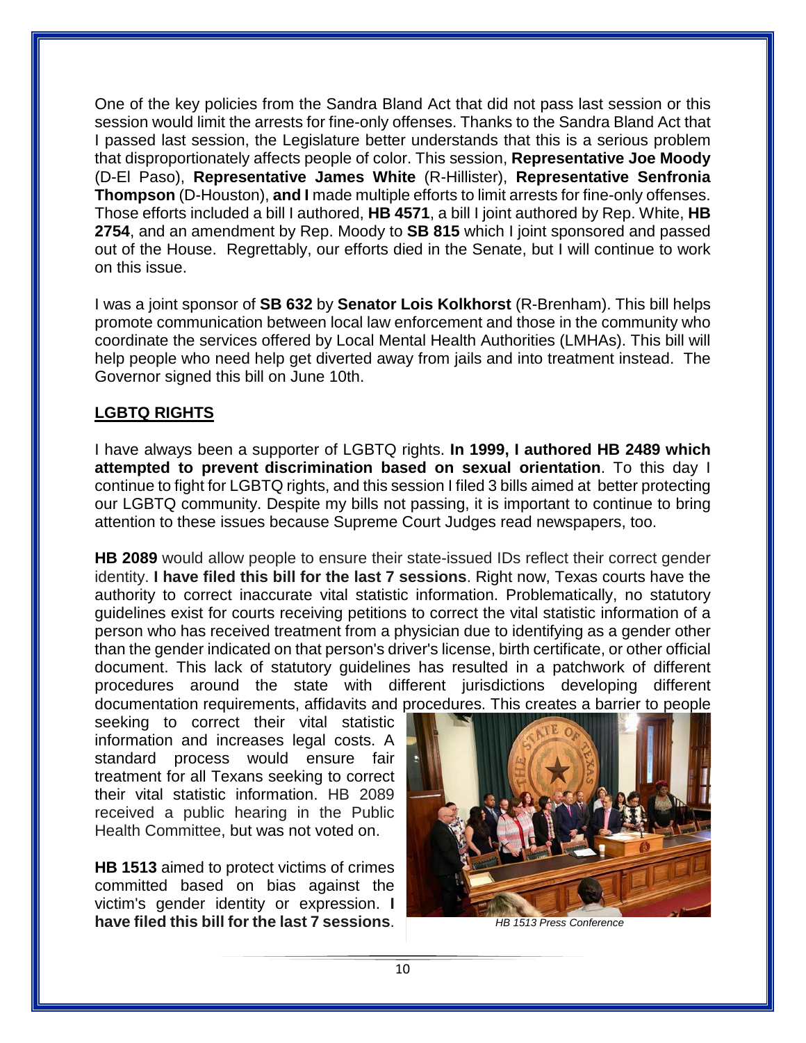One of the key policies from the Sandra Bland Act that did not pass last session or this session would limit the arrests for fine-only offenses. Thanks to the Sandra Bland Act that I passed last session, the Legislature better understands that this is a serious problem that disproportionately affects people of color. This session, **Representative Joe Moody** (D-El Paso), **Representative James White** (R-Hillister), **Representative Senfronia Thompson** (D-Houston), **and I** made multiple efforts to limit arrests for fine-only offenses. Those efforts included a bill I authored, **HB 4571**, a bill I joint authored by Rep. White, **HB 2754**, and an amendment by Rep. Moody to **SB 815** which I joint sponsored and passed out of the House. Regrettably, our efforts died in the Senate, but I will continue to work on this issue.

I was a joint sponsor of **SB 632** by **Senator Lois Kolkhorst** (R-Brenham). This bill helps promote communication between local law enforcement and those in the community who coordinate the services offered by Local Mental Health Authorities (LMHAs). This bill will help people who need help get diverted away from jails and into treatment instead. The Governor signed this bill on June 10th.

## LGBTQ RIGHTS

I have always been a supporter of LGBTQ rights. **In 1999, I authored HB 2489 which attempted to prevent discrimination based on sexual orientation**. To this day I continue to fight for LGBTQ rights, and this session I filed 3 bills aimed at better protecting our LGBTQ community. Despite my bills not passing, it is important to continue to bring attention to these issues because Supreme Court Judges read newspapers, too.

**HB 2089** would allow people to ensure their state-issued IDs reflect their correct gender identity. **I have filed this bill for the last 7 sessions**. Right now, Texas courts have the authority to correct inaccurate vital statistic information. Problematically, no statutory guidelines exist for courts receiving petitions to correct the vital statistic information of a person who has received treatment from a physician due to identifying as a gender other than the gender indicated on that person's driver's license, birth certificate, or other official document. This lack of statutory guidelines has resulted in a patchwork of different procedures around the state with different jurisdictions developing different documentation requirements, affidavits and procedures. This creates a barrier to people seeking to correct their vital statistic information and increases legal costs. A standard process would ensure fair treatment for all Texans seeking to correct their vital statistic information. HB 2089 received a public hearing in the Public Health Committee, but was not voted on.

**HB 1513** aimed to protect victims of crimes committed based on bias against the victim's gender identity or expression. **I have filed this bill for the last 7 sessions**.

*HB 1513 Press Conference*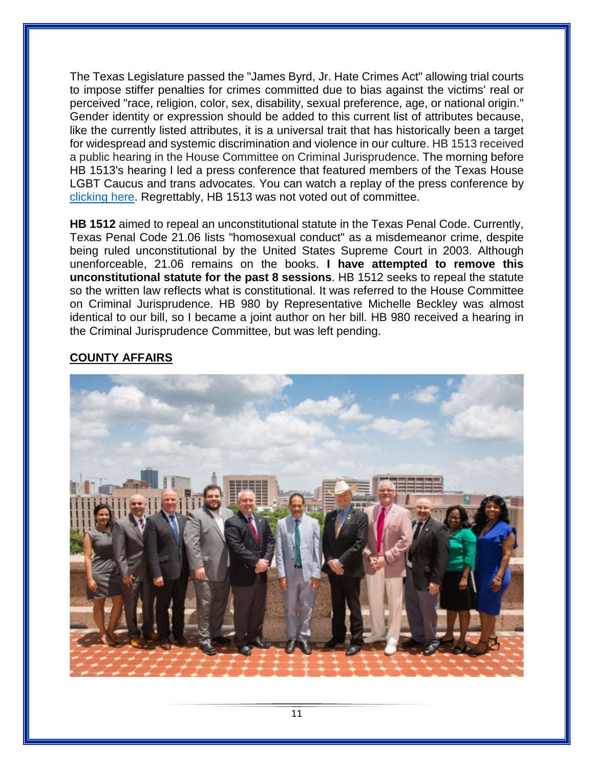The Texas Legislature passed the "James Byrd, Jr. Hate Crimes Act" allowing trial courts to impose stiffer penalties for crimes committed due to bias against the victims' real or perceived "race, religion, color, sex, disability, sexual preference, age, or national origin." Gender identity or expression should be added to this current list of attributes because, like the currently listed attributes, it is a universal trait that has historically been a target for widespread and systemic discrimination and violence in our culture. HB 1513 received a public hearing in the House Committee on Criminal Jurisprudence. The morning before HB 1513's hearing I led a press conference that featured members of the Texas House LGBT Caucus and trans advocates. You can watch a replay of the press conference by clicking here. Regrettably, HB 1513 was not voted out of committee.

**HB 1512** aimed to repeal an unconstitutional statute in the Texas Penal Code. Currently, Texas Penal Code 21.06 lists "homosexual conduct" as a misdemeanor crime, despite being ruled unconstitutional by the United States Supreme Court in 2003. Although unenforceable, 21.06 remains on the books. **I have attempted to remove this unconstitutional statute for the past 8 sessions**. HB 1512 seeks to repeal the statute so the written law reflects what is constitutional. It was referred to the House Committee on Criminal Jurisprudence. HB 980 by Representative Michelle Beckley was almost identical to our bill, so I became a joint author on her bill. HB 980 received a hearing in the Criminal Jurisprudence Committee, but was left pending.

## COUNTY AFFAIRS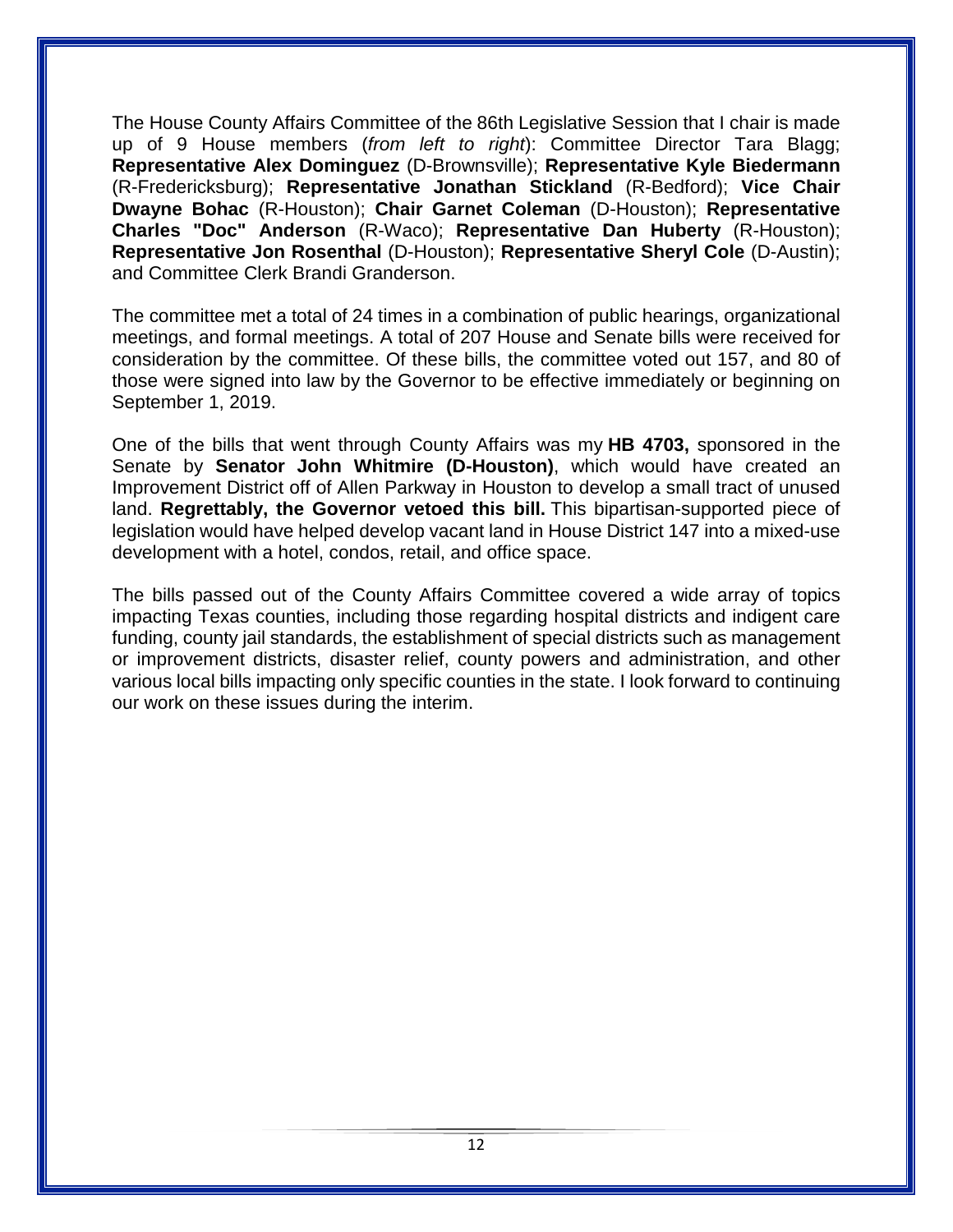The House County Affairs Committee of the 86th Legislative Session that I chair is made up of 9 House members (*from left to right*): Committee Director Tara Blagg; **Representative Alex Dominguez** (D-Brownsville); **Representative Kyle Biedermann** (R-Fredericksburg); **Representative Jonathan Stickland** (R-Bedford); **Vice Chair Dwayne Bohac** (R-Houston); **Chair Garnet Coleman** (D-Houston); **Representative Charles "Doc" Anderson** (R-Waco); **Representative Dan Huberty** (R-Houston); **Representative Jon Rosenthal** (D-Houston); **Representative Sheryl Cole** (D-Austin); and Committee Clerk Brandi Granderson.

The committee met a total of 24 times in a combination of public hearings, organizational meetings, and formal meetings. A total of 207 House and Senate bills were received for consideration by the committee. Of these bills, the committee voted out 157, and 80 of those were signed into law by the Governor to be effective immediately or beginning on September 1, 2019.

One of the bills that went through County Affairs was my **HB 4703,** sponsored in the Senate by **Senator John Whitmire (D-Houston)**, which would have created an Improvement District off of Allen Parkway in Houston to develop a small tract of unused land. **Regrettably, the Governor vetoed this bill.** This bipartisan-supported piece of legislation would have helped develop vacant land in House District 147 into a mixed-use development with a hotel, condos, retail, and office space.

The bills passed out of the County Affairs Committee covered a wide array of topics impacting Texas counties, including those regarding hospital districts and indigent care funding, county jail standards, the establishment of special districts such as management or improvement districts, disaster relief, county powers and administration, and other various local bills impacting only specific counties in the state. I look forward to continuing our work on these issues during the interim.